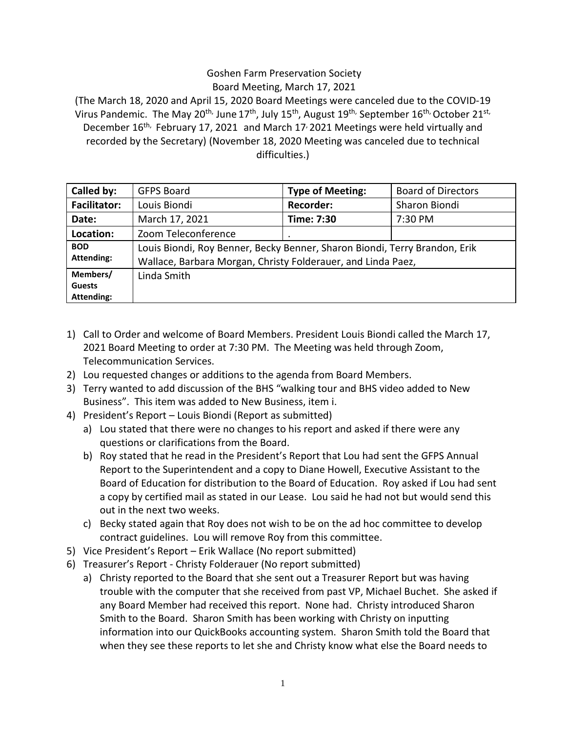Goshen Farm Preservation Society

Board Meeting, March 17, 2021

(The March 18, 2020 and April 15, 2020 Board Meetings were canceled due to the COVID-19 Virus Pandemic. The May 20th, June 17th, July 15th, August 19th, September 16th, October 21st, December 16th, February 17, 2021 and March 17, 2021 Meetings were held virtually and recorded by the Secretary) (November 18, 2020 Meeting was canceled due to technical difficulties.)

| **Called by:** | GFPS Board | **Type of Meeting:** | Board of Directors |
|---|---|---|---|
| **Facilitator:** | Louis Biondi | **Recorder:** | Sharon Biondi |
| **Date:** | March 17, 2021 | **Time: 7:30** | 7:30 PM |
| **Location:** | Zoom Teleconference | . | |
| **BOD Attending:** | Louis Biondi, Roy Benner, Becky Benner, Sharon Biondi, Terry Brandon, Erik Wallace, Barbara Morgan, Christy Folderauer, and Linda Paez, | | |
| **Members/ Guests Attending:** | Linda Smith | | |

1) Call to Order and welcome of Board Members. President Louis Biondi called the March 17, 2021 Board Meeting to order at 7:30 PM. The Meeting was held through Zoom, Telecommunication Services.
2) Lou requested changes or additions to the agenda from Board Members.
3) Terry wanted to add discussion of the BHS "walking tour and BHS video added to New Business". This item was added to New Business, item i.
4) President's Report – Louis Biondi (Report as submitted)
   a) Lou stated that there were no changes to his report and asked if there were any questions or clarifications from the Board.
   b) Roy stated that he read in the President's Report that Lou had sent the GFPS Annual Report to the Superintendent and a copy to Diane Howell, Executive Assistant to the Board of Education for distribution to the Board of Education. Roy asked if Lou had sent a copy by certified mail as stated in our Lease. Lou said he had not but would send this out in the next two weeks.
   c) Becky stated again that Roy does not wish to be on the ad hoc committee to develop contract guidelines. Lou will remove Roy from this committee.
5) Vice President's Report – Erik Wallace (No report submitted)
6) Treasurer's Report - Christy Folderauer (No report submitted)
   a) Christy reported to the Board that she sent out a Treasurer Report but was having trouble with the computer that she received from past VP, Michael Buchet. She asked if any Board Member had received this report. None had. Christy introduced Sharon Smith to the Board. Sharon Smith has been working with Christy on inputting information into our QuickBooks accounting system. Sharon Smith told the Board that when they see these reports to let she and Christy know what else the Board needs to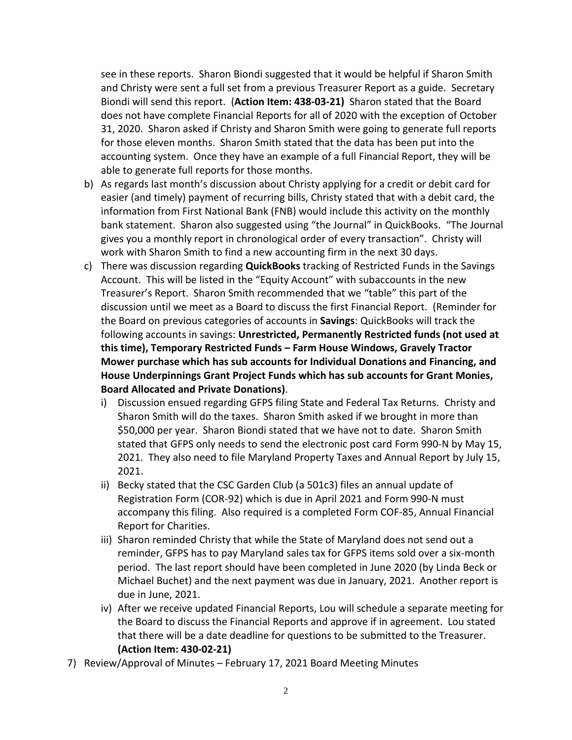see in these reports. Sharon Biondi suggested that it would be helpful if Sharon Smith and Christy were sent a full set from a previous Treasurer Report as a guide. Secretary Biondi will send this report. (**Action Item: 438-03-21)** Sharon stated that the Board does not have complete Financial Reports for all of 2020 with the exception of October 31, 2020. Sharon asked if Christy and Sharon Smith were going to generate full reports for those eleven months. Sharon Smith stated that the data has been put into the accounting system. Once they have an example of a full Financial Report, they will be able to generate full reports for those months.

b) As regards last month's discussion about Christy applying for a credit or debit card for easier (and timely) payment of recurring bills, Christy stated that with a debit card, the information from First National Bank (FNB) would include this activity on the monthly bank statement. Sharon also suggested using "the Journal" in QuickBooks. "The Journal gives you a monthly report in chronological order of every transaction". Christy will work with Sharon Smith to find a new accounting firm in the next 30 days.

c) There was discussion regarding **QuickBooks** tracking of Restricted Funds in the Savings Account. This will be listed in the "Equity Account" with subaccounts in the new Treasurer's Report. Sharon Smith recommended that we "table" this part of the discussion until we meet as a Board to discuss the first Financial Report. (Reminder for the Board on previous categories of accounts in **Savings**: QuickBooks will track the following accounts in savings: **Unrestricted, Permanently Restricted funds (not used at this time), Temporary Restricted Funds – Farm House Windows, Gravely Tractor Mower purchase which has sub accounts for Individual Donations and Financing, and House Underpinnings Grant Project Funds which has sub accounts for Grant Monies, Board Allocated and Private Donations)**.

   i) Discussion ensued regarding GFPS filing State and Federal Tax Returns. Christy and Sharon Smith will do the taxes. Sharon Smith asked if we brought in more than $50,000 per year. Sharon Biondi stated that we have not to date. Sharon Smith stated that GFPS only needs to send the electronic post card Form 990-N by May 15, 2021. They also need to file Maryland Property Taxes and Annual Report by July 15, 2021.

   ii) Becky stated that the CSC Garden Club (a 501c3) files an annual update of Registration Form (COR-92) which is due in April 2021 and Form 990-N must accompany this filing. Also required is a completed Form COF-85, Annual Financial Report for Charities.

   iii) Sharon reminded Christy that while the State of Maryland does not send out a reminder, GFPS has to pay Maryland sales tax for GFPS items sold over a six-month period. The last report should have been completed in June 2020 (by Linda Beck or Michael Buchet) and the next payment was due in January, 2021. Another report is due in June, 2021.

   iv) After we receive updated Financial Reports, Lou will schedule a separate meeting for the Board to discuss the Financial Reports and approve if in agreement. Lou stated that there will be a date deadline for questions to be submitted to the Treasurer. **(Action Item: 430-02-21)**

7) Review/Approval of Minutes – February 17, 2021 Board Meeting Minutes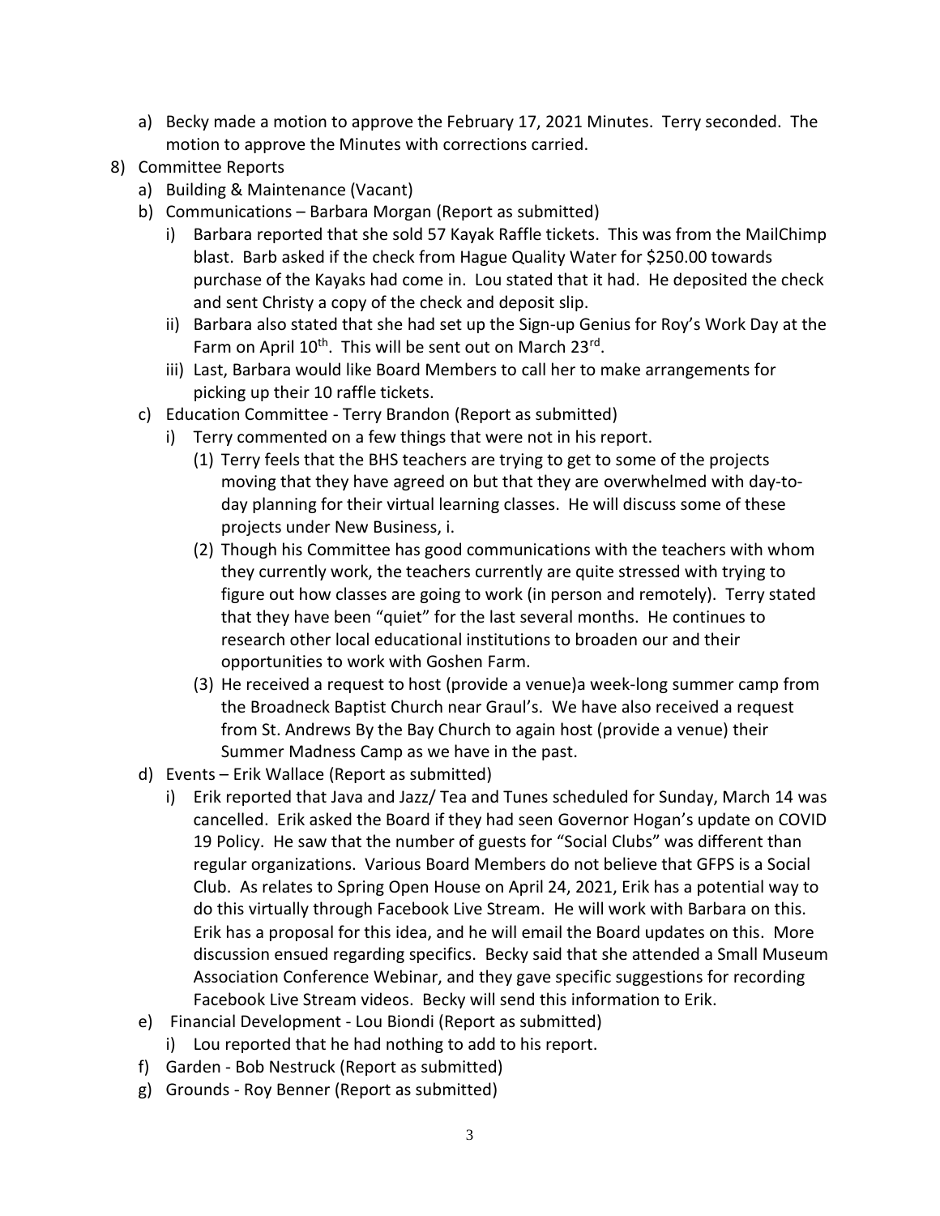a) Becky made a motion to approve the February 17, 2021 Minutes. Terry seconded. The motion to approve the Minutes with corrections carried.

8) Committee Reports
   a) Building & Maintenance (Vacant)
   b) Communications – Barbara Morgan (Report as submitted)
      i) Barbara reported that she sold 57 Kayak Raffle tickets. This was from the MailChimp blast. Barb asked if the check from Hague Quality Water for $250.00 towards purchase of the Kayaks had come in. Lou stated that it had. He deposited the check and sent Christy a copy of the check and deposit slip.
      ii) Barbara also stated that she had set up the Sign-up Genius for Roy's Work Day at the Farm on April 10th. This will be sent out on March 23rd.
      iii) Last, Barbara would like Board Members to call her to make arrangements for picking up their 10 raffle tickets.
   c) Education Committee - Terry Brandon (Report as submitted)
      i) Terry commented on a few things that were not in his report.
         (1) Terry feels that the BHS teachers are trying to get to some of the projects moving that they have agreed on but that they are overwhelmed with day-to-day planning for their virtual learning classes. He will discuss some of these projects under New Business, i.
         (2) Though his Committee has good communications with the teachers with whom they currently work, the teachers currently are quite stressed with trying to figure out how classes are going to work (in person and remotely). Terry stated that they have been "quiet" for the last several months. He continues to research other local educational institutions to broaden our and their opportunities to work with Goshen Farm.
         (3) He received a request to host (provide a venue)a week-long summer camp from the Broadneck Baptist Church near Graul's. We have also received a request from St. Andrews By the Bay Church to again host (provide a venue) their Summer Madness Camp as we have in the past.
   d) Events – Erik Wallace (Report as submitted)
      i) Erik reported that Java and Jazz/ Tea and Tunes scheduled for Sunday, March 14 was cancelled. Erik asked the Board if they had seen Governor Hogan's update on COVID 19 Policy. He saw that the number of guests for "Social Clubs" was different than regular organizations. Various Board Members do not believe that GFPS is a Social Club. As relates to Spring Open House on April 24, 2021, Erik has a potential way to do this virtually through Facebook Live Stream. He will work with Barbara on this. Erik has a proposal for this idea, and he will email the Board updates on this. More discussion ensued regarding specifics. Becky said that she attended a Small Museum Association Conference Webinar, and they gave specific suggestions for recording Facebook Live Stream videos. Becky will send this information to Erik.
   e) Financial Development - Lou Biondi (Report as submitted)
      i) Lou reported that he had nothing to add to his report.
   f) Garden - Bob Nestruck (Report as submitted)
   g) Grounds - Roy Benner (Report as submitted)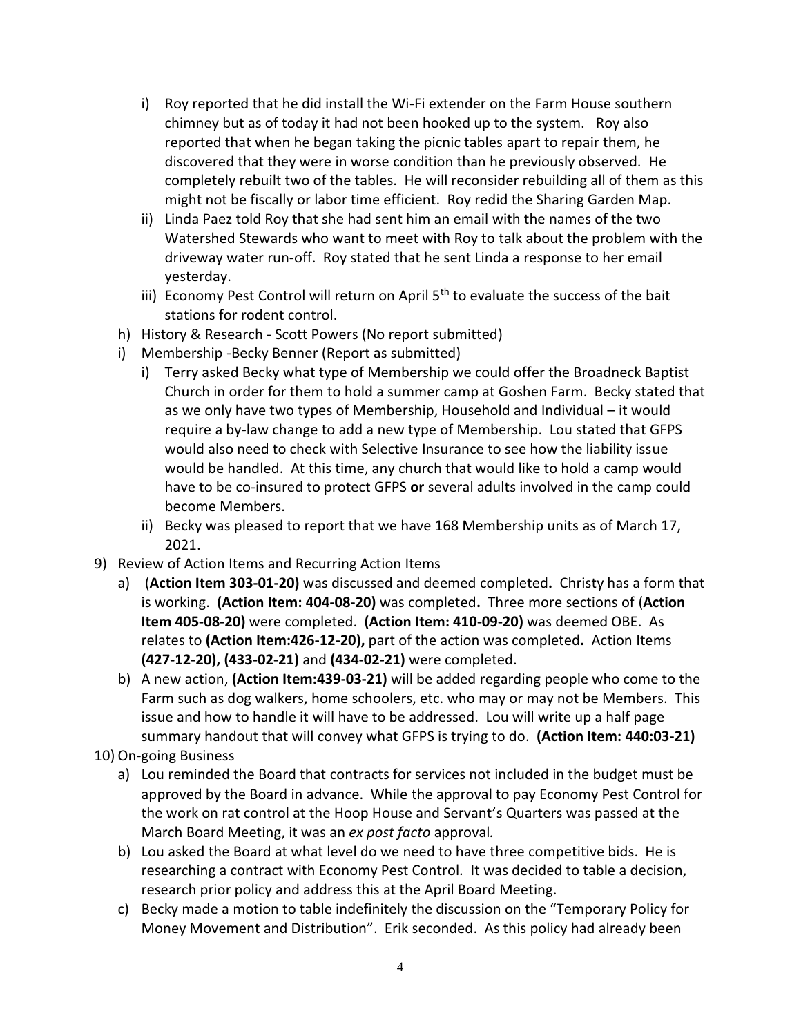i) Roy reported that he did install the Wi-Fi extender on the Farm House southern chimney but as of today it had not been hooked up to the system. Roy also reported that when he began taking the picnic tables apart to repair them, he discovered that they were in worse condition than he previously observed. He completely rebuilt two of the tables. He will reconsider rebuilding all of them as this might not be fiscally or labor time efficient. Roy redid the Sharing Garden Map.
   ii) Linda Paez told Roy that she had sent him an email with the names of the two Watershed Stewards who want to meet with Roy to talk about the problem with the driveway water run-off. Roy stated that he sent Linda a response to her email yesterday.
   iii) Economy Pest Control will return on April 5th to evaluate the success of the bait stations for rodent control.

h) History & Research - Scott Powers (No report submitted)

i) Membership -Becky Benner (Report as submitted)
   i) Terry asked Becky what type of Membership we could offer the Broadneck Baptist Church in order for them to hold a summer camp at Goshen Farm. Becky stated that as we only have two types of Membership, Household and Individual – it would require a by-law change to add a new type of Membership. Lou stated that GFPS would also need to check with Selective Insurance to see how the liability issue would be handled. At this time, any church that would like to hold a camp would have to be co-insured to protect GFPS **or** several adults involved in the camp could become Members.
   ii) Becky was pleased to report that we have 168 Membership units as of March 17, 2021.

9) Review of Action Items and Recurring Action Items
   a) (**Action Item 303-01-20)** was discussed and deemed completed**.** Christy has a form that is working. **(Action Item: 404-08-20)** was completed**.** Three more sections of (**Action Item 405-08-20)** were completed. **(Action Item: 410-09-20)** was deemed OBE. As relates to **(Action Item:426-12-20),** part of the action was completed**.** Action Items **(427-12-20), (433-02-21)** and **(434-02-21)** were completed.
   b) A new action, **(Action Item:439-03-21)** will be added regarding people who come to the Farm such as dog walkers, home schoolers, etc. who may or may not be Members. This issue and how to handle it will have to be addressed. Lou will write up a half page summary handout that will convey what GFPS is trying to do. **(Action Item: 440:03-21)**

10) On-going Business
   a) Lou reminded the Board that contracts for services not included in the budget must be approved by the Board in advance. While the approval to pay Economy Pest Control for the work on rat control at the Hoop House and Servant's Quarters was passed at the March Board Meeting, it was an *ex post facto* approval*.*
   b) Lou asked the Board at what level do we need to have three competitive bids. He is researching a contract with Economy Pest Control. It was decided to table a decision, research prior policy and address this at the April Board Meeting.
   c) Becky made a motion to table indefinitely the discussion on the "Temporary Policy for Money Movement and Distribution". Erik seconded. As this policy had already been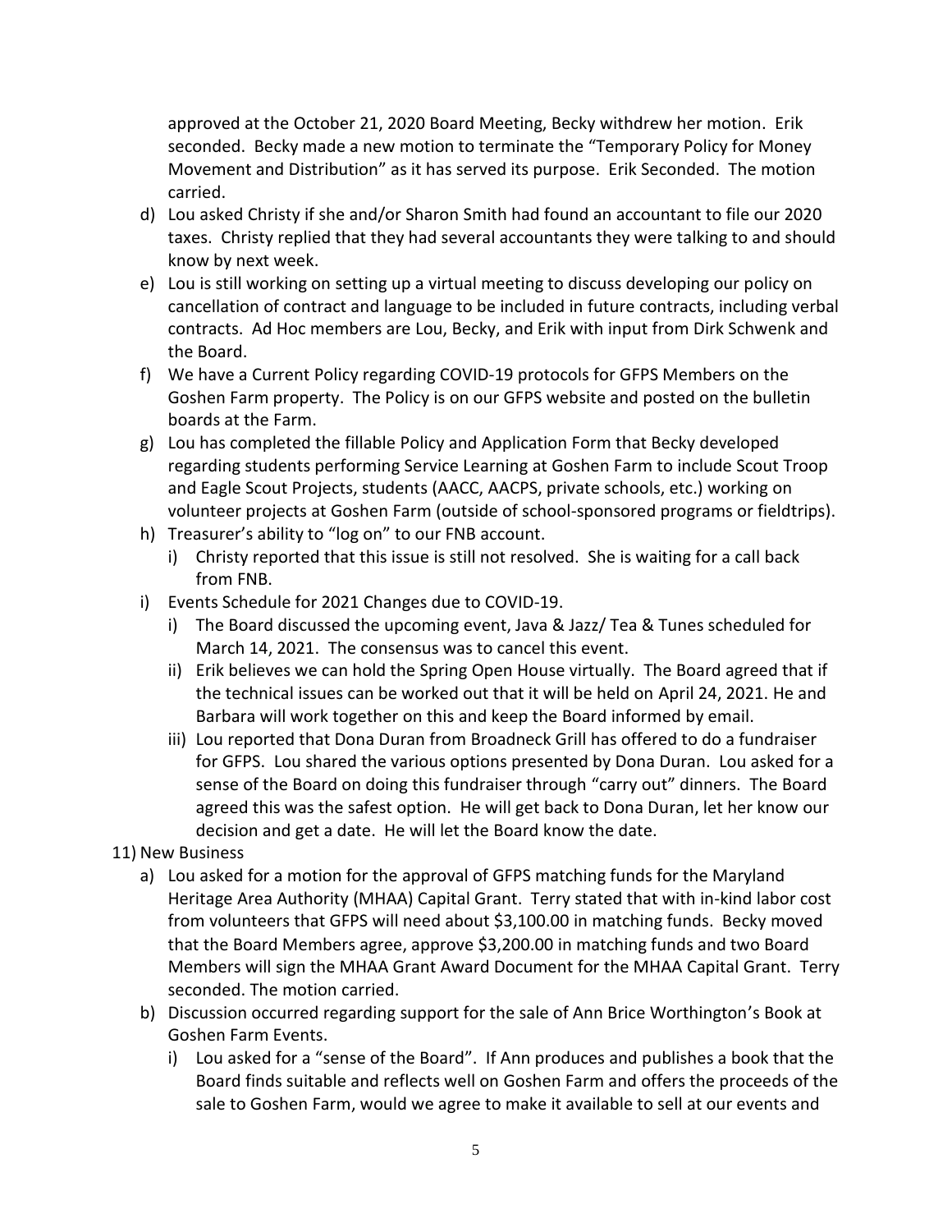approved at the October 21, 2020 Board Meeting, Becky withdrew her motion. Erik seconded. Becky made a new motion to terminate the "Temporary Policy for Money Movement and Distribution" as it has served its purpose. Erik Seconded. The motion carried.

d) Lou asked Christy if she and/or Sharon Smith had found an accountant to file our 2020 taxes. Christy replied that they had several accountants they were talking to and should know by next week.

e) Lou is still working on setting up a virtual meeting to discuss developing our policy on cancellation of contract and language to be included in future contracts, including verbal contracts. Ad Hoc members are Lou, Becky, and Erik with input from Dirk Schwenk and the Board.

f) We have a Current Policy regarding COVID-19 protocols for GFPS Members on the Goshen Farm property. The Policy is on our GFPS website and posted on the bulletin boards at the Farm.

g) Lou has completed the fillable Policy and Application Form that Becky developed regarding students performing Service Learning at Goshen Farm to include Scout Troop and Eagle Scout Projects, students (AACC, AACPS, private schools, etc.) working on volunteer projects at Goshen Farm (outside of school-sponsored programs or fieldtrips).

h) Treasurer's ability to "log on" to our FNB account.
   i) Christy reported that this issue is still not resolved. She is waiting for a call back from FNB.

i) Events Schedule for 2021 Changes due to COVID-19.
   i) The Board discussed the upcoming event, Java & Jazz/ Tea & Tunes scheduled for March 14, 2021. The consensus was to cancel this event.
   ii) Erik believes we can hold the Spring Open House virtually. The Board agreed that if the technical issues can be worked out that it will be held on April 24, 2021. He and Barbara will work together on this and keep the Board informed by email.
   iii) Lou reported that Dona Duran from Broadneck Grill has offered to do a fundraiser for GFPS. Lou shared the various options presented by Dona Duran. Lou asked for a sense of the Board on doing this fundraiser through "carry out" dinners. The Board agreed this was the safest option. He will get back to Dona Duran, let her know our decision and get a date. He will let the Board know the date.

11) New Business

a) Lou asked for a motion for the approval of GFPS matching funds for the Maryland Heritage Area Authority (MHAA) Capital Grant. Terry stated that with in-kind labor cost from volunteers that GFPS will need about $3,100.00 in matching funds. Becky moved that the Board Members agree, approve $3,200.00 in matching funds and two Board Members will sign the MHAA Grant Award Document for the MHAA Capital Grant. Terry seconded. The motion carried.

b) Discussion occurred regarding support for the sale of Ann Brice Worthington's Book at Goshen Farm Events.
   i) Lou asked for a "sense of the Board". If Ann produces and publishes a book that the Board finds suitable and reflects well on Goshen Farm and offers the proceeds of the sale to Goshen Farm, would we agree to make it available to sell at our events and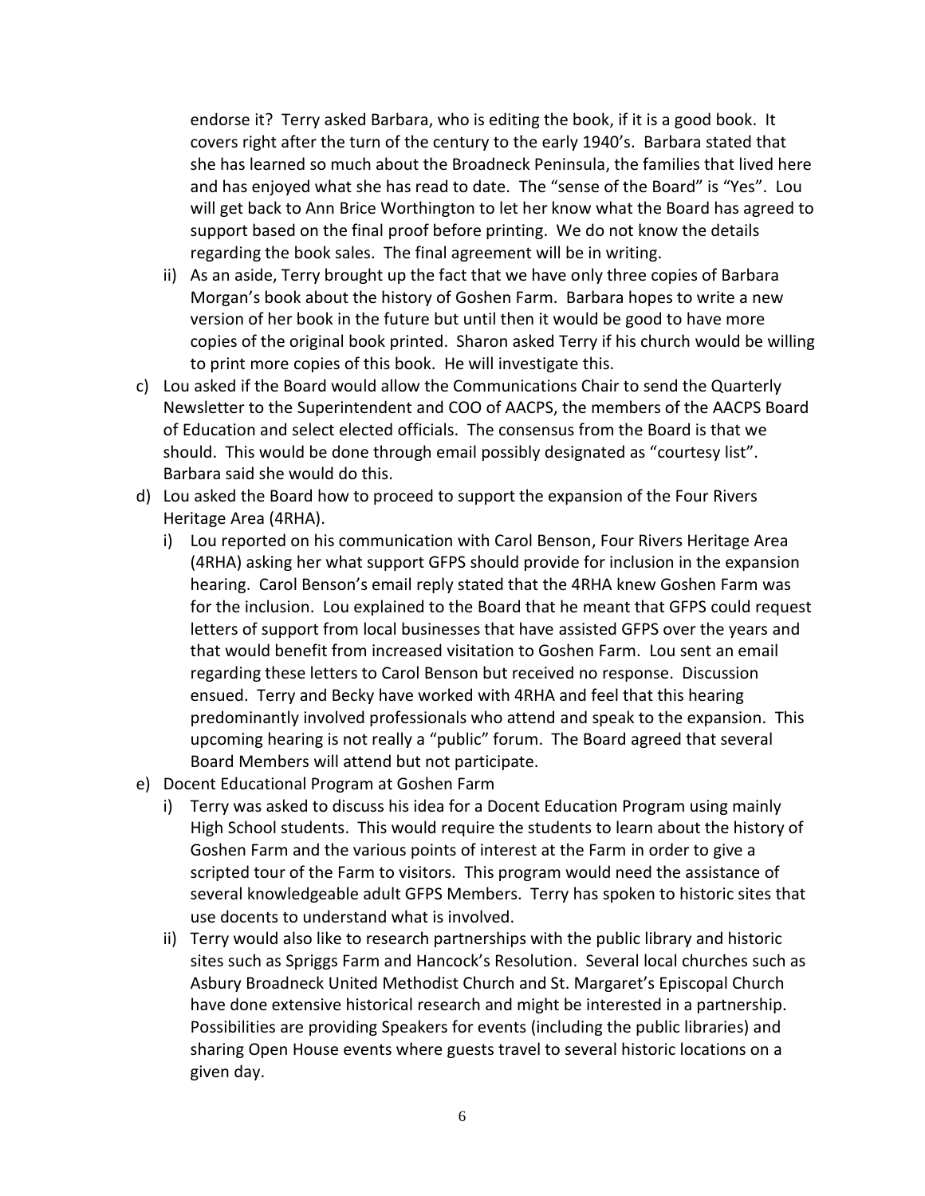endorse it? Terry asked Barbara, who is editing the book, if it is a good book. It covers right after the turn of the century to the early 1940's. Barbara stated that she has learned so much about the Broadneck Peninsula, the families that lived here and has enjoyed what she has read to date. The "sense of the Board" is "Yes". Lou will get back to Ann Brice Worthington to let her know what the Board has agreed to support based on the final proof before printing. We do not know the details regarding the book sales. The final agreement will be in writing.

ii) As an aside, Terry brought up the fact that we have only three copies of Barbara Morgan's book about the history of Goshen Farm. Barbara hopes to write a new version of her book in the future but until then it would be good to have more copies of the original book printed. Sharon asked Terry if his church would be willing to print more copies of this book. He will investigate this.

c) Lou asked if the Board would allow the Communications Chair to send the Quarterly Newsletter to the Superintendent and COO of AACPS, the members of the AACPS Board of Education and select elected officials. The consensus from the Board is that we should. This would be done through email possibly designated as "courtesy list". Barbara said she would do this.

d) Lou asked the Board how to proceed to support the expansion of the Four Rivers Heritage Area (4RHA).

   i) Lou reported on his communication with Carol Benson, Four Rivers Heritage Area (4RHA) asking her what support GFPS should provide for inclusion in the expansion hearing. Carol Benson's email reply stated that the 4RHA knew Goshen Farm was for the inclusion. Lou explained to the Board that he meant that GFPS could request letters of support from local businesses that have assisted GFPS over the years and that would benefit from increased visitation to Goshen Farm. Lou sent an email regarding these letters to Carol Benson but received no response. Discussion ensued. Terry and Becky have worked with 4RHA and feel that this hearing predominantly involved professionals who attend and speak to the expansion. This upcoming hearing is not really a "public" forum. The Board agreed that several Board Members will attend but not participate.

e) Docent Educational Program at Goshen Farm

   i) Terry was asked to discuss his idea for a Docent Education Program using mainly High School students. This would require the students to learn about the history of Goshen Farm and the various points of interest at the Farm in order to give a scripted tour of the Farm to visitors. This program would need the assistance of several knowledgeable adult GFPS Members. Terry has spoken to historic sites that use docents to understand what is involved.

   ii) Terry would also like to research partnerships with the public library and historic sites such as Spriggs Farm and Hancock's Resolution. Several local churches such as Asbury Broadneck United Methodist Church and St. Margaret's Episcopal Church have done extensive historical research and might be interested in a partnership. Possibilities are providing Speakers for events (including the public libraries) and sharing Open House events where guests travel to several historic locations on a given day.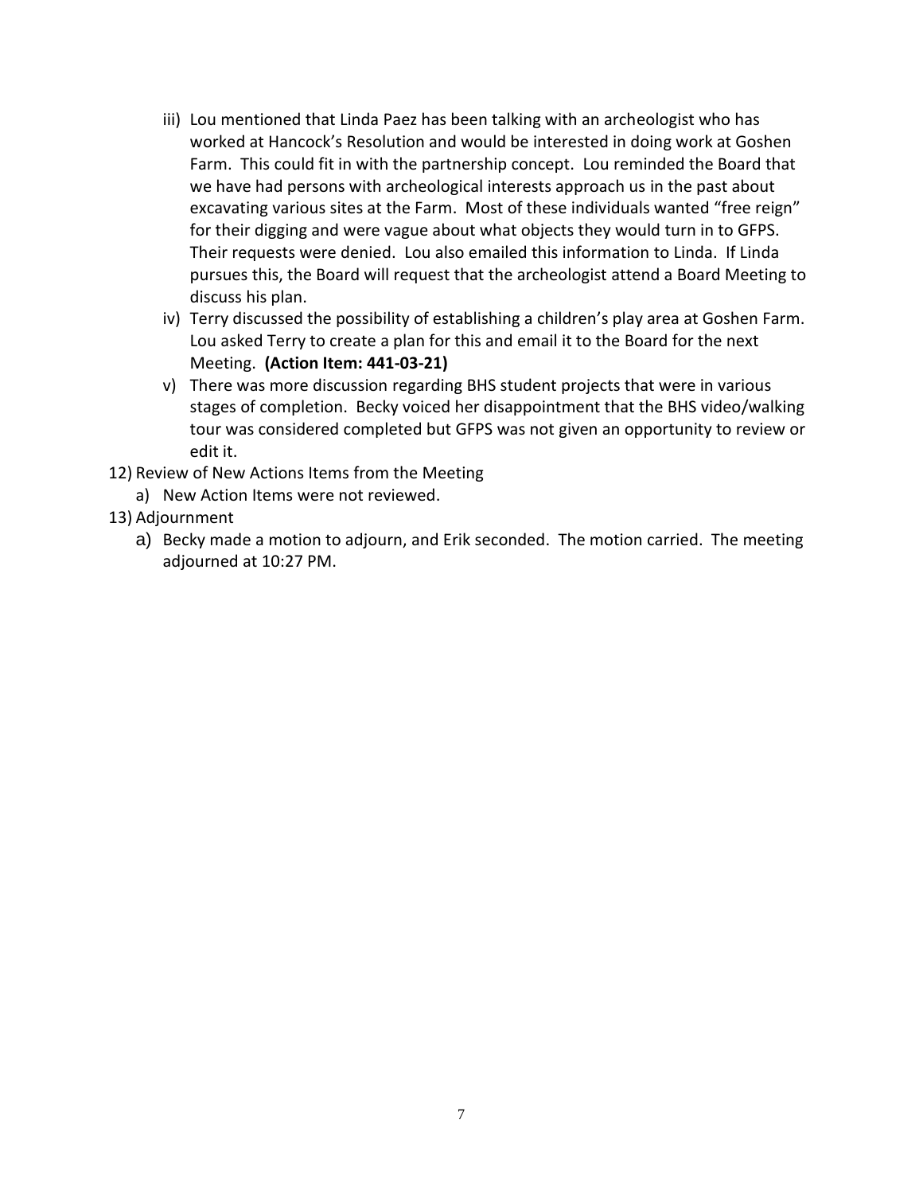iii) Lou mentioned that Linda Paez has been talking with an archeologist who has worked at Hancock's Resolution and would be interested in doing work at Goshen Farm. This could fit in with the partnership concept. Lou reminded the Board that we have had persons with archeological interests approach us in the past about excavating various sites at the Farm. Most of these individuals wanted "free reign" for their digging and were vague about what objects they would turn in to GFPS. Their requests were denied. Lou also emailed this information to Linda. If Linda pursues this, the Board will request that the archeologist attend a Board Meeting to discuss his plan.
    iv) Terry discussed the possibility of establishing a children's play area at Goshen Farm. Lou asked Terry to create a plan for this and email it to the Board for the next Meeting. **(Action Item: 441-03-21)**
    v) There was more discussion regarding BHS student projects that were in various stages of completion. Becky voiced her disappointment that the BHS video/walking tour was considered completed but GFPS was not given an opportunity to review or edit it.

12) Review of New Actions Items from the Meeting
    a) New Action Items were not reviewed.
13) Adjournment
    a) Becky made a motion to adjourn, and Erik seconded. The motion carried. The meeting adjourned at 10:27 PM.